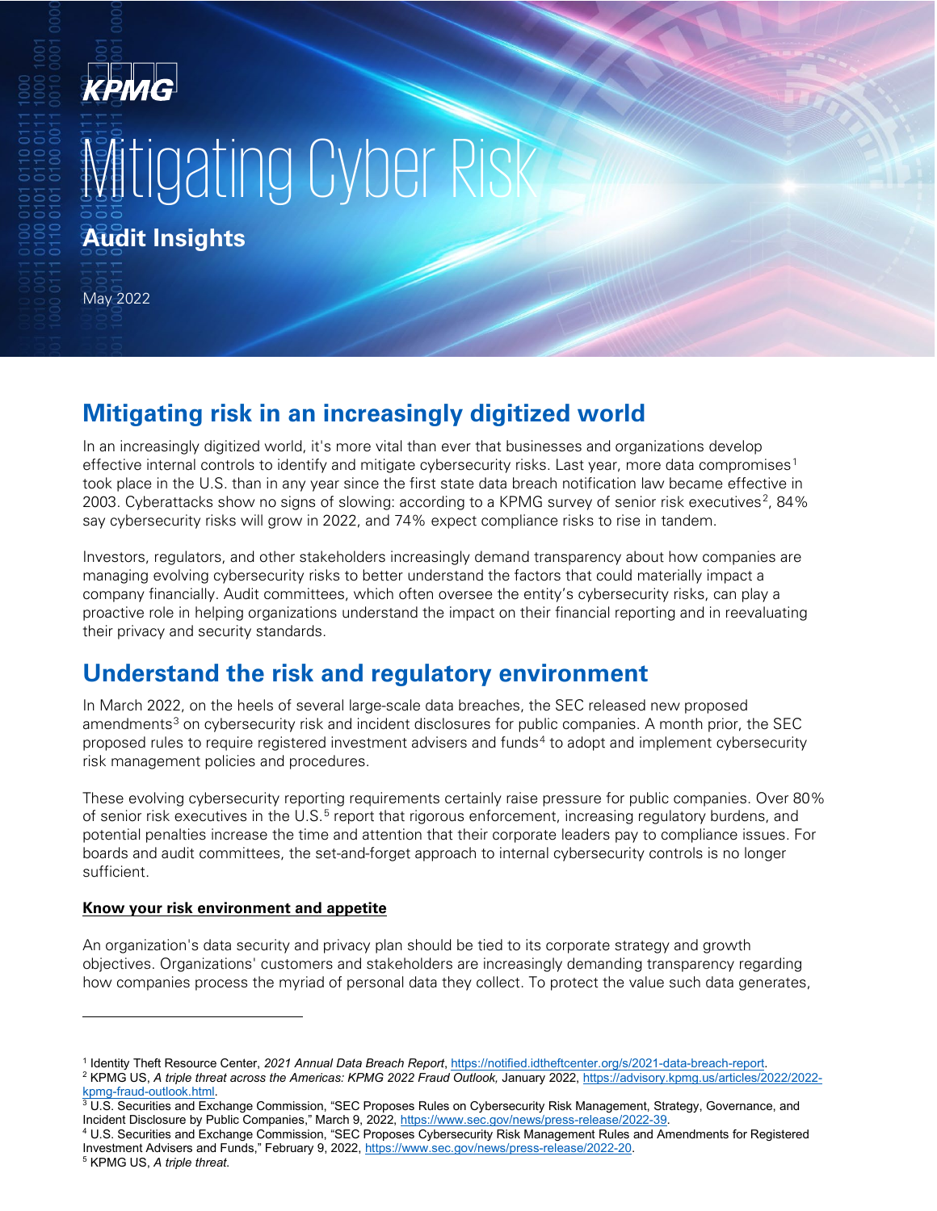KPMG

# Mitigating Cyber Risk

**Audit Insights**

May 2022

## Mitigating risk in an increasingly digitized world

In an increasingly digitized world, it's more vital than ever that businesses and organizations develop effective internal controls to identify and mitigate cybersecurity risks. Last year, more data compromises[1] took place in the U.S. than in any year since the first state data breach notification law became effective in 2003. Cyberattacks show no signs of slowing: according to a KPMG survey of senior risk executives[2], 84% say cybersecurity risks will grow in 2022, and 74% expect compliance risks to rise in tandem.

Investors, regulators, and other stakeholders increasingly demand transparency about how companies are managing evolving cybersecurity risks to better understand the factors that could materially impact a company financially. Audit committees, which often oversee the entity's cybersecurity risks, can play a proactive role in helping organizations understand the impact on their financial reporting and in reevaluating their privacy and security standards.

## Understand the risk and regulatory environment

In March 2022, on the heels of several large-scale data breaches, the SEC released new proposed amendments[3] on cybersecurity risk and incident disclosures for public companies. A month prior, the SEC proposed rules to require registered investment advisers and funds[4] to adopt and implement cybersecurity risk management policies and procedures.

These evolving cybersecurity reporting requirements certainly raise pressure for public companies. Over 80% of senior risk executives in the U.S.[5] report that rigorous enforcement, increasing regulatory burdens, and potential penalties increase the time and attention that their corporate leaders pay to compliance issues. For boards and audit committees, the set-and-forget approach to internal cybersecurity controls is no longer sufficient.

**Know your risk environment and appetite**

An organization's data security and privacy plan should be tied to its corporate strategy and growth objectives. Organizations' customers and stakeholders are increasingly demanding transparency regarding how companies process the myriad of personal data they collect. To protect the value such data generates,

---

[1] Identity Theft Resource Center, *2021 Annual Data Breach Report*, https://notified.idtheftcenter.org/s/2021-data-breach-report.

[2] KPMG US, *A triple threat across the Americas: KPMG 2022 Fraud Outlook,* January 2022, https://advisory.kpmg.us/articles/2022/2022-kpmg-fraud-outlook.html.

[3] U.S. Securities and Exchange Commission, "SEC Proposes Rules on Cybersecurity Risk Management, Strategy, Governance, and Incident Disclosure by Public Companies," March 9, 2022, https://www.sec.gov/news/press-release/2022-39.

[4] U.S. Securities and Exchange Commission, "SEC Proposes Cybersecurity Risk Management Rules and Amendments for Registered Investment Advisers and Funds," February 9, 2022, https://www.sec.gov/news/press-release/2022-20.

[5] KPMG US, *A triple threat.*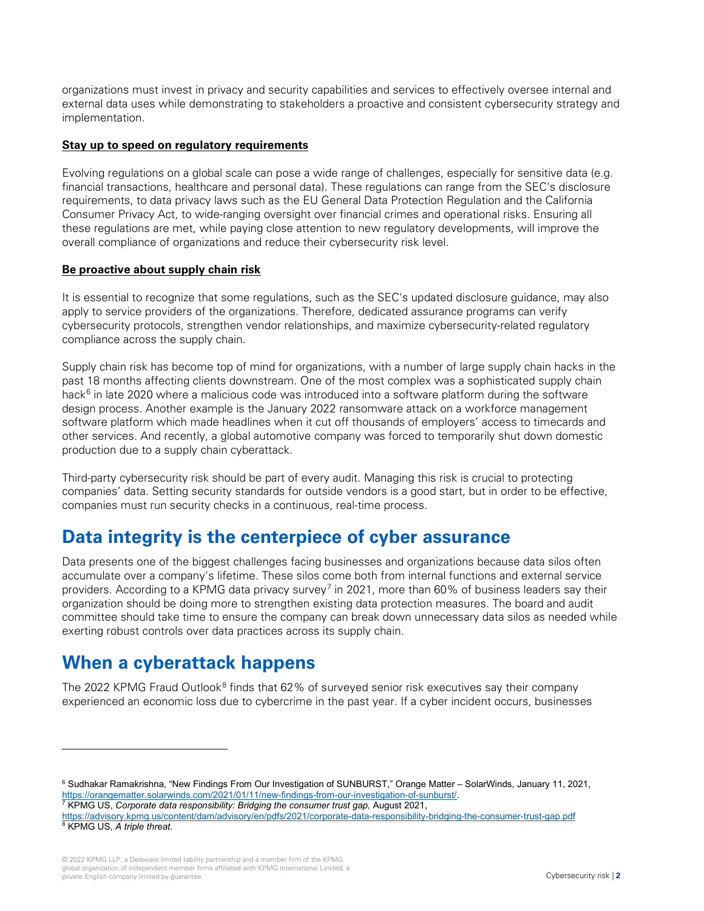organizations must invest in privacy and security capabilities and services to effectively oversee internal and external data uses while demonstrating to stakeholders a proactive and consistent cybersecurity strategy and implementation.

**Stay up to speed on regulatory requirements**

Evolving regulations on a global scale can pose a wide range of challenges, especially for sensitive data (e.g. financial transactions, healthcare and personal data). These regulations can range from the SEC's disclosure requirements, to data privacy laws such as the EU General Data Protection Regulation and the California Consumer Privacy Act, to wide-ranging oversight over financial crimes and operational risks. Ensuring all these regulations are met, while paying close attention to new regulatory developments, will improve the overall compliance of organizations and reduce their cybersecurity risk level.

**Be proactive about supply chain risk**

It is essential to recognize that some regulations, such as the SEC's updated disclosure guidance, may also apply to service providers of the organizations. Therefore, dedicated assurance programs can verify cybersecurity protocols, strengthen vendor relationships, and maximize cybersecurity-related regulatory compliance across the supply chain.

Supply chain risk has become top of mind for organizations, with a number of large supply chain hacks in the past 18 months affecting clients downstream. One of the most complex was a sophisticated supply chain hack[6] in late 2020 where a malicious code was introduced into a software platform during the software design process. Another example is the January 2022 ransomware attack on a workforce management software platform which made headlines when it cut off thousands of employers' access to timecards and other services. And recently, a global automotive company was forced to temporarily shut down domestic production due to a supply chain cyberattack.

Third-party cybersecurity risk should be part of every audit. Managing this risk is crucial to protecting companies' data. Setting security standards for outside vendors is a good start, but in order to be effective, companies must run security checks in a continuous, real-time process.

## Data integrity is the centerpiece of cyber assurance

Data presents one of the biggest challenges facing businesses and organizations because data silos often accumulate over a company's lifetime. These silos come both from internal functions and external service providers. According to a KPMG data privacy survey[7] in 2021, more than 60% of business leaders say their organization should be doing more to strengthen existing data protection measures. The board and audit committee should take time to ensure the company can break down unnecessary data silos as needed while exerting robust controls over data practices across its supply chain.

## When a cyberattack happens

The 2022 KPMG Fraud Outlook[8] finds that 62% of surveyed senior risk executives say their company experienced an economic loss due to cybercrime in the past year. If a cyber incident occurs, businesses

---

[6] Sudhakar Ramakrishna, "New Findings From Our Investigation of SUNBURST," Orange Matter – SolarWinds, January 11, 2021, https://orangematter.solarwinds.com/2021/01/11/new-findings-from-our-investigation-of-sunburst/.

[7] KPMG US, *Corporate data responsibility: Bridging the consumer trust gap,* August 2021, https://advisory.kpmg.us/content/dam/advisory/en/pdfs/2021/corporate-data-responsibility-bridging-the-consumer-trust-gap.pdf

[8] KPMG US, *A triple threat.*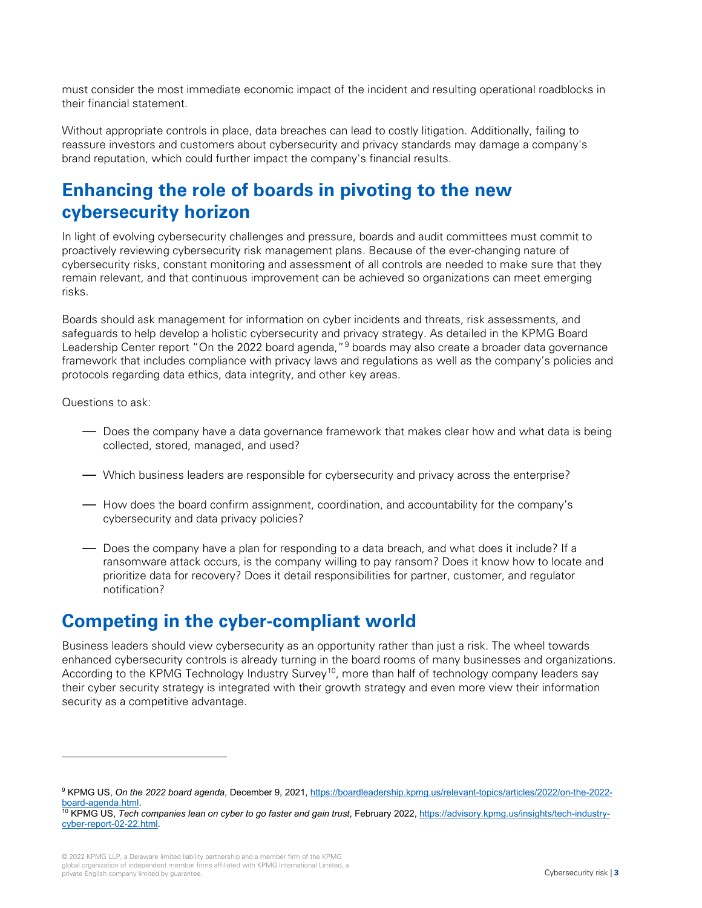must consider the most immediate economic impact of the incident and resulting operational roadblocks in their financial statement.

Without appropriate controls in place, data breaches can lead to costly litigation. Additionally, failing to reassure investors and customers about cybersecurity and privacy standards may damage a company's brand reputation, which could further impact the company's financial results.

## Enhancing the role of boards in pivoting to the new cybersecurity horizon

In light of evolving cybersecurity challenges and pressure, boards and audit committees must commit to proactively reviewing cybersecurity risk management plans. Because of the ever-changing nature of cybersecurity risks, constant monitoring and assessment of all controls are needed to make sure that they remain relevant, and that continuous improvement can be achieved so organizations can meet emerging risks.

Boards should ask management for information on cyber incidents and threats, risk assessments, and safeguards to help develop a holistic cybersecurity and privacy strategy. As detailed in the KPMG Board Leadership Center report "On the 2022 board agenda,"[9] boards may also create a broader data governance framework that includes compliance with privacy laws and regulations as well as the company's policies and protocols regarding data ethics, data integrity, and other key areas.

Questions to ask:

- Does the company have a data governance framework that makes clear how and what data is being collected, stored, managed, and used?
- Which business leaders are responsible for cybersecurity and privacy across the enterprise?
- How does the board confirm assignment, coordination, and accountability for the company's cybersecurity and data privacy policies?
- Does the company have a plan for responding to a data breach, and what does it include? If a ransomware attack occurs, is the company willing to pay ransom? Does it know how to locate and prioritize data for recovery? Does it detail responsibilities for partner, customer, and regulator notification?

## Competing in the cyber-compliant world

Business leaders should view cybersecurity as an opportunity rather than just a risk. The wheel towards enhanced cybersecurity controls is already turning in the board rooms of many businesses and organizations. According to the KPMG Technology Industry Survey[10], more than half of technology company leaders say their cyber security strategy is integrated with their growth strategy and even more view their information security as a competitive advantage.

---

[9] KPMG US, *On the 2022 board agenda*, December 9, 2021, https://boardleadership.kpmg.us/relevant-topics/articles/2022/on-the-2022-board-agenda.html.

[10] KPMG US, *Tech companies lean on cyber to go faster and gain trust*, February 2022, https://advisory.kpmg.us/insights/tech-industry-cyber-report-02-22.html.

© 2022 KPMG LLP, a Delaware limited liability partnership and a member firm of the KPMG global organization of independent member firms affiliated with KPMG International Limited, a private English company limited by guarantee.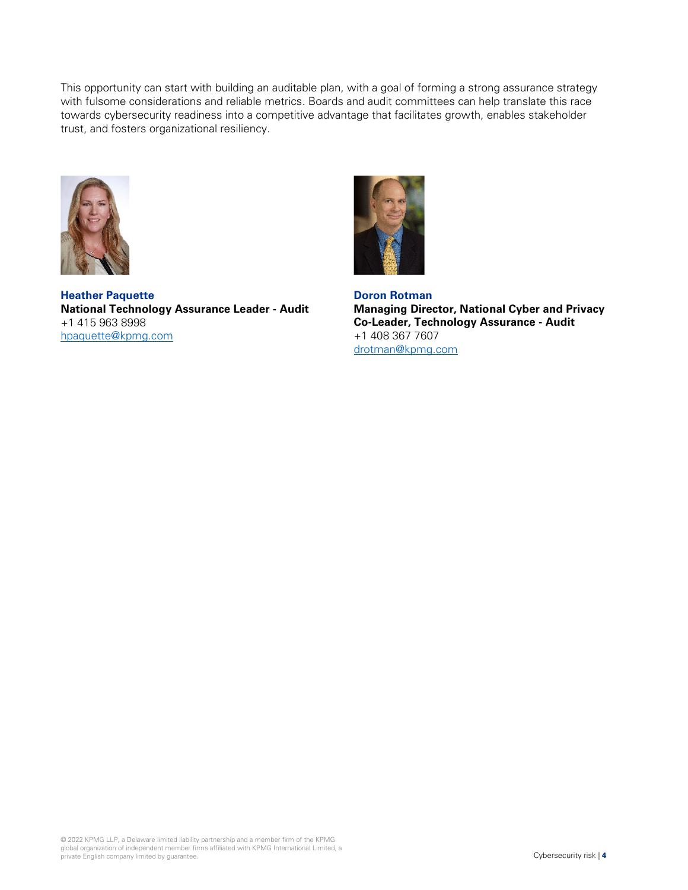This opportunity can start with building an auditable plan, with a goal of forming a strong assurance strategy with fulsome considerations and reliable metrics. Boards and audit committees can help translate this race towards cybersecurity readiness into a competitive advantage that facilitates growth, enables stakeholder trust, and fosters organizational resiliency.

**Heather Paquette**
**National Technology Assurance Leader - Audit**
+1 415 963 8998
hpaquette@kpmg.com

**Doron Rotman**
**Managing Director, National Cyber and Privacy Co-Leader, Technology Assurance - Audit**
+1 408 367 7607
drotman@kpmg.com

© 2022 KPMG LLP, a Delaware limited liability partnership and a member firm of the KPMG global organization of independent member firms affiliated with KPMG International Limited, a private English company limited by guarantee.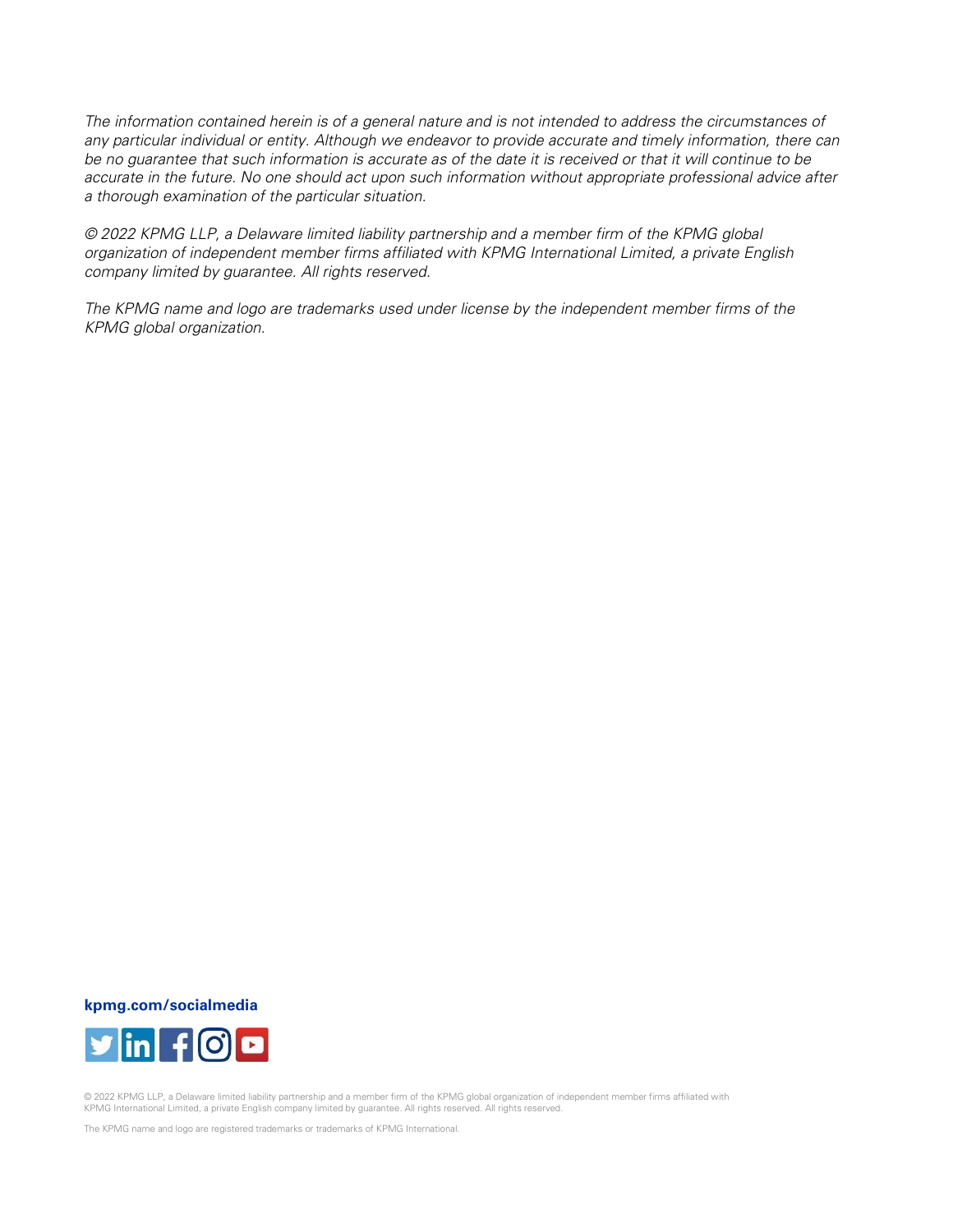*The information contained herein is of a general nature and is not intended to address the circumstances of any particular individual or entity. Although we endeavor to provide accurate and timely information, there can be no guarantee that such information is accurate as of the date it is received or that it will continue to be accurate in the future. No one should act upon such information without appropriate professional advice after a thorough examination of the particular situation.*

*© 2022 KPMG LLP, a Delaware limited liability partnership and a member firm of the KPMG global organization of independent member firms affiliated with KPMG International Limited, a private English company limited by guarantee. All rights reserved.*

*The KPMG name and logo are trademarks used under license by the independent member firms of the KPMG global organization.*

**kpmg.com/socialmedia**

© 2022 KPMG LLP, a Delaware limited liability partnership and a member firm of the KPMG global organization of independent member firms affiliated with KPMG International Limited, a private English company limited by guarantee. All rights reserved. All rights reserved.

The KPMG name and logo are registered trademarks or trademarks of KPMG International.